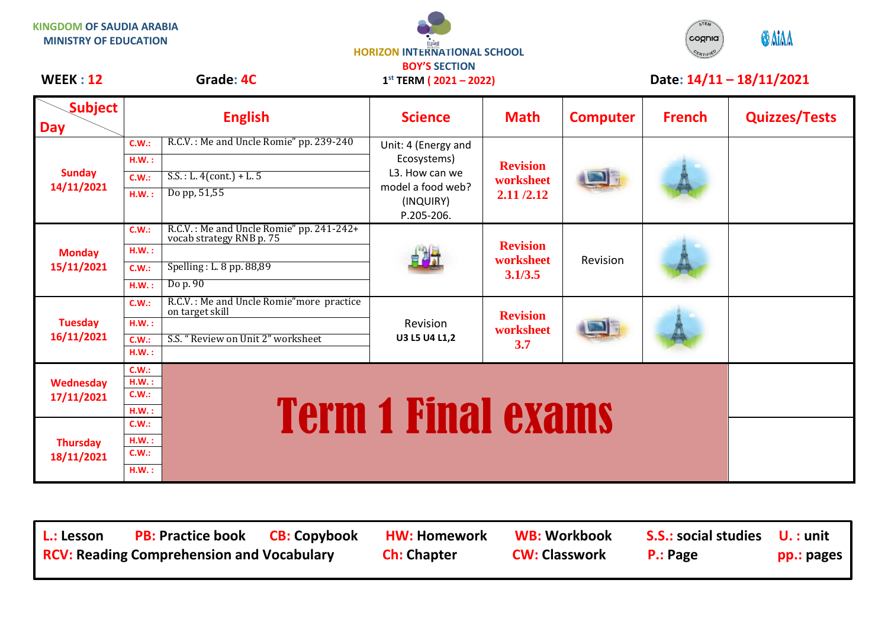KINGDOM OF SAUDIA ARABIA
MINISTRY OF EDUCATION

HORIZON INTERNATIONAL SCHOOL
BOY'S SECTION
1st TERM ( 2021 – 2022)

**WEEK : 12** **Grade: 4C** **Date: 14/11 – 18/11/2021**

| Day \ Subject | | English | Science | Math | Computer | French | Quizzes/Tests |
|---|---|---|---|---|---|---|---|
| Sunday 14/11/2021 | C.W.: | R.C.V. : Me and Uncle Romie" pp. 239-240 | Unit: 4 (Energy and Ecosystems) L3. How can we model a food web? (INQUIRY) P.205-206. | Revision worksheet 2.11 /2.12 | | | |
| | H.W. : | | | | | | |
| | C.W.: | S.S. : L. 4(cont.) + L. 5 | | | | | |
| | H.W. : | Do pp, 51,55 | | | | | |
| Monday 15/11/2021 | C.W.: | R.C.V. : Me and Uncle Romie" pp. 241-242+ vocab strategy RNB p. 75 | | Revision worksheet 3.1/3.5 | Revision | | |
| | H.W. : | | | | | | |
| | C.W.: | Spelling : L. 8 pp. 88,89 | | | | | |
| | H.W. : | Do p. 90 | | | | | |
| Tuesday 16/11/2021 | C.W.: | R.C.V. : Me and Uncle Romie"more practice on target skill | Revision U3 L5 U4 L1,2 | Revision worksheet 3.7 | | | |
| | H.W. : | | | | | | |
| | C.W.: | S.S. " Review on Unit 2" worksheet | | | | | |
| | H.W. : | | | | | | |
| Wednesday 17/11/2021 | C.W.: | Term 1 Final exams | | | | | |
| | H.W. : | | | | | | |
| | C.W.: | | | | | | |
| | H.W. : | | | | | | |
| Thursday 18/11/2021 | C.W.: | Term 1 Final exams | | | | | |
| | H.W. : | | | | | | |
| | C.W.: | | | | | | |
| | H.W. : | | | | | | |

**L.:** Lesson **PB:** Practice book **CB:** Copybook **HW:** Homework **WB:** Workbook **S.S.:** social studies **U. :** unit
**RCV:** Reading Comprehension and Vocabulary **Ch:** Chapter **CW:** Classwork **P.:** Page **pp.:** pages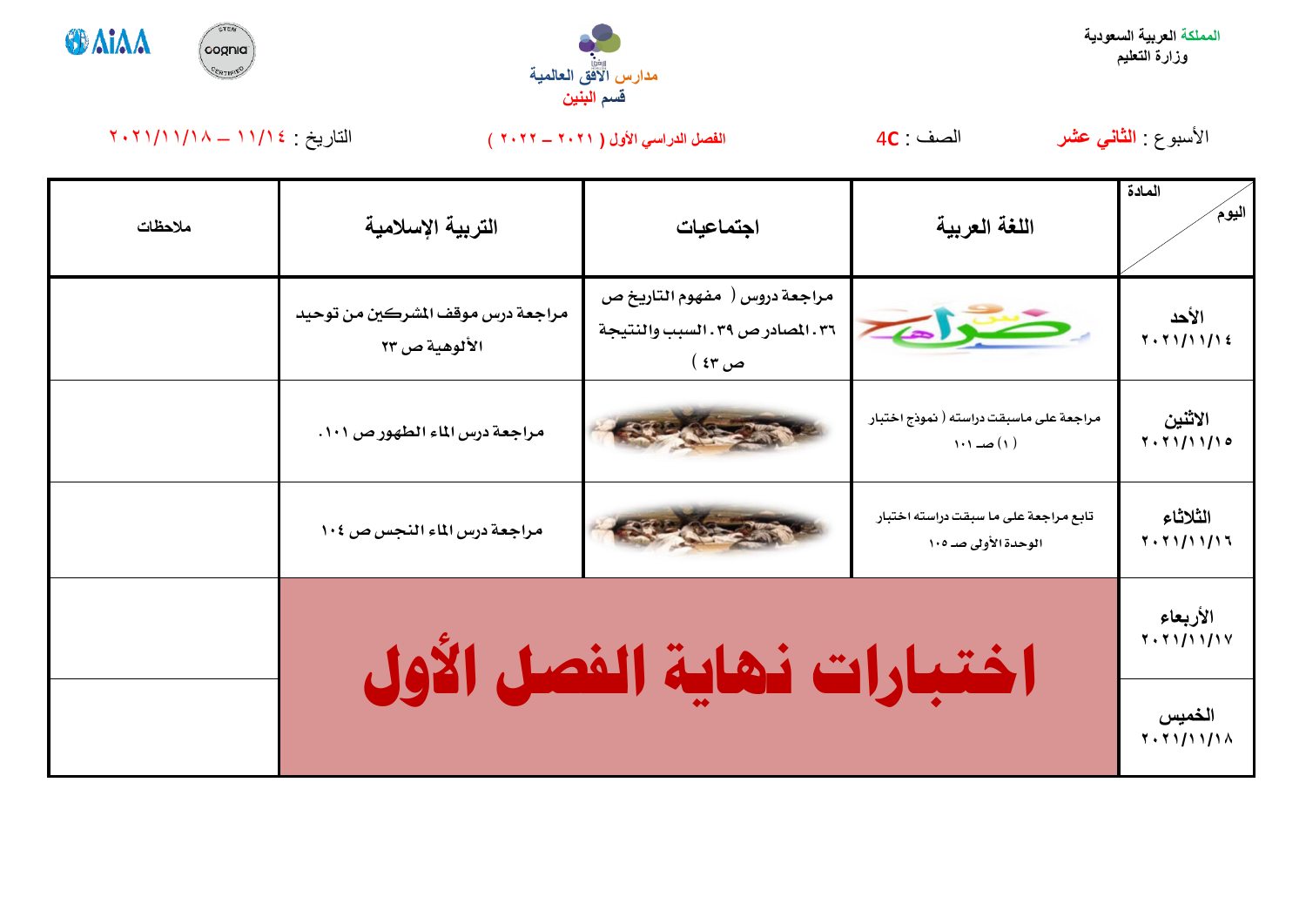المملكة العربية السعودية
وزارة التعليم

مدارس الأفق العالمية
قسم البنين

الأسبوع : الثاني عشر    الصف : 4C    الفصل الدراسي الأول ( ٢٠٢١ – ٢٠٢٢ )    التاريخ : ١١/١٤ – ٢٠٢١/١١/١٨

| المادة / اليوم | اللغة العربية | اجتماعيات | التربية الإسلامية | ملاحظات |
|---|---|---|---|---|
| الأحد ٢٠٢١/١١/١٤ | | مراجعة دروس ( مفهوم التاريخ ص ٣٦. المصادر ص ٣٩. السبب والنتيجة ص ٤٣ ) | مراجعة درس موقف المشركين من توحيد الألوهية ص ٢٣ | |
| الاثنين ٢٠٢١/١١/١٥ | مراجعة على ماسبقت دراسته ( نموذج اختبار (١) صـ ١٠١ | | مراجعة درس الماء الطهور ص ١٠١. | |
| الثلاثاء ٢٠٢١/١١/١٦ | تابع مراجعة على ما سبقت دراسته اختبار الوحدة الأولى صـ ١٠٥ | | مراجعة درس الماء النجس ص ١٠٤ | |
| الأربعاء ٢٠٢١/١١/١٧ | اختبارات نهاية الفصل الأول | | | |
| الخميس ٢٠٢١/١١/١٨ | اختبارات نهاية الفصل الأول | | | |